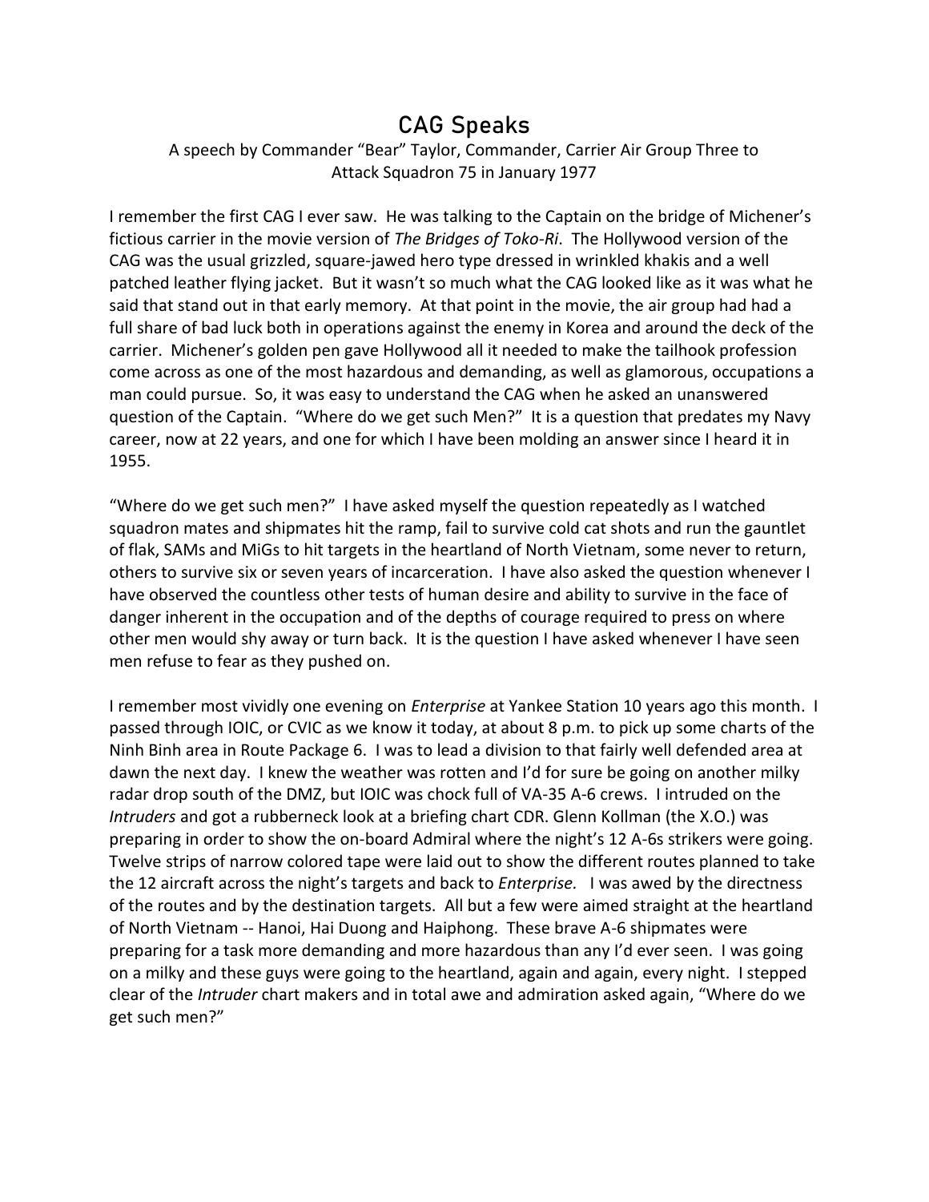# CAG Speaks

A speech by Commander "Bear" Taylor, Commander, Carrier Air Group Three to Attack Squadron 75 in January 1977

I remember the first CAG I ever saw. He was talking to the Captain on the bridge of Michener's fictious carrier in the movie version of *The Bridges of Toko-Ri*. The Hollywood version of the CAG was the usual grizzled, square-jawed hero type dressed in wrinkled khakis and a well patched leather flying jacket. But it wasn't so much what the CAG looked like as it was what he said that stand out in that early memory. At that point in the movie, the air group had had a full share of bad luck both in operations against the enemy in Korea and around the deck of the carrier. Michener's golden pen gave Hollywood all it needed to make the tailhook profession come across as one of the most hazardous and demanding, as well as glamorous, occupations a man could pursue. So, it was easy to understand the CAG when he asked an unanswered question of the Captain. "Where do we get such Men?" It is a question that predates my Navy career, now at 22 years, and one for which I have been molding an answer since I heard it in 1955.

"Where do we get such men?" I have asked myself the question repeatedly as I watched squadron mates and shipmates hit the ramp, fail to survive cold cat shots and run the gauntlet of flak, SAMs and MiGs to hit targets in the heartland of North Vietnam, some never to return, others to survive six or seven years of incarceration. I have also asked the question whenever I have observed the countless other tests of human desire and ability to survive in the face of danger inherent in the occupation and of the depths of courage required to press on where other men would shy away or turn back. It is the question I have asked whenever I have seen men refuse to fear as they pushed on.

I remember most vividly one evening on *Enterprise* at Yankee Station 10 years ago this month. I passed through IOIC, or CVIC as we know it today, at about 8 p.m. to pick up some charts of the Ninh Binh area in Route Package 6. I was to lead a division to that fairly well defended area at dawn the next day. I knew the weather was rotten and I'd for sure be going on another milky radar drop south of the DMZ, but IOIC was chock full of VA-35 A-6 crews. I intruded on the *Intruders* and got a rubberneck look at a briefing chart CDR. Glenn Kollman (the X.O.) was preparing in order to show the on-board Admiral where the night's 12 A-6s strikers were going. Twelve strips of narrow colored tape were laid out to show the different routes planned to take the 12 aircraft across the night's targets and back to *Enterprise.* I was awed by the directness of the routes and by the destination targets. All but a few were aimed straight at the heartland of North Vietnam -- Hanoi, Hai Duong and Haiphong. These brave A-6 shipmates were preparing for a task more demanding and more hazardous than any I'd ever seen. I was going on a milky and these guys were going to the heartland, again and again, every night. I stepped clear of the *Intruder* chart makers and in total awe and admiration asked again, "Where do we get such men?"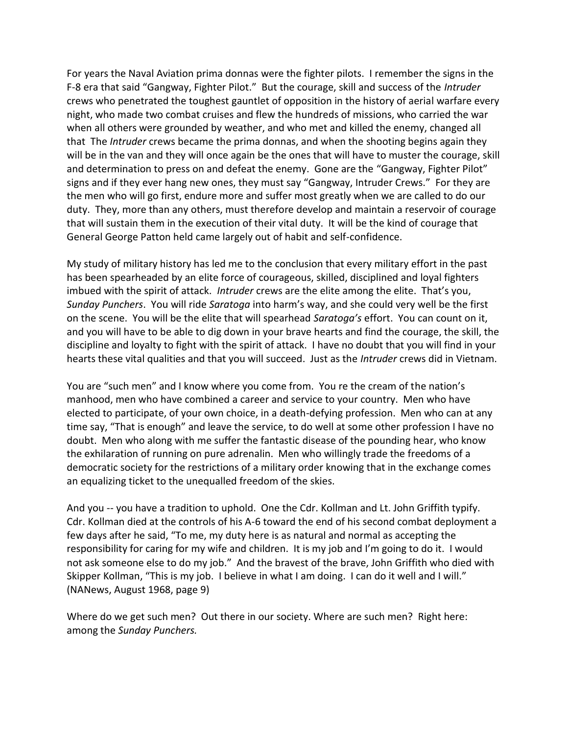For years the Naval Aviation prima donnas were the fighter pilots. I remember the signs in the F-8 era that said "Gangway, Fighter Pilot." But the courage, skill and success of the *Intruder* crews who penetrated the toughest gauntlet of opposition in the history of aerial warfare every night, who made two combat cruises and flew the hundreds of missions, who carried the war when all others were grounded by weather, and who met and killed the enemy, changed all that The *Intruder* crews became the prima donnas, and when the shooting begins again they will be in the van and they will once again be the ones that will have to muster the courage, skill and determination to press on and defeat the enemy. Gone are the "Gangway, Fighter Pilot" signs and if they ever hang new ones, they must say "Gangway, Intruder Crews." For they are the men who will go first, endure more and suffer most greatly when we are called to do our duty. They, more than any others, must therefore develop and maintain a reservoir of courage that will sustain them in the execution of their vital duty. It will be the kind of courage that General George Patton held came largely out of habit and self-confidence.

My study of military history has led me to the conclusion that every military effort in the past has been spearheaded by an elite force of courageous, skilled, disciplined and loyal fighters imbued with the spirit of attack. *Intruder* crews are the elite among the elite. That's you, *Sunday Punchers*. You will ride *Saratoga* into harm's way, and she could very well be the first on the scene. You will be the elite that will spearhead *Saratoga's* effort. You can count on it, and you will have to be able to dig down in your brave hearts and find the courage, the skill, the discipline and loyalty to fight with the spirit of attack. I have no doubt that you will find in your hearts these vital qualities and that you will succeed. Just as the *Intruder* crews did in Vietnam.

You are "such men" and I know where you come from. You re the cream of the nation's manhood, men who have combined a career and service to your country. Men who have elected to participate, of your own choice, in a death-defying profession. Men who can at any time say, "That is enough" and leave the service, to do well at some other profession I have no doubt. Men who along with me suffer the fantastic disease of the pounding hear, who know the exhilaration of running on pure adrenalin. Men who willingly trade the freedoms of a democratic society for the restrictions of a military order knowing that in the exchange comes an equalizing ticket to the unequalled freedom of the skies.

And you -- you have a tradition to uphold. One the Cdr. Kollman and Lt. John Griffith typify. Cdr. Kollman died at the controls of his A-6 toward the end of his second combat deployment a few days after he said, "To me, my duty here is as natural and normal as accepting the responsibility for caring for my wife and children. It is my job and I'm going to do it. I would not ask someone else to do my job." And the bravest of the brave, John Griffith who died with Skipper Kollman, "This is my job. I believe in what I am doing. I can do it well and I will." (NANews, August 1968, page 9)

Where do we get such men? Out there in our society. Where are such men? Right here: among the *Sunday Punchers.*